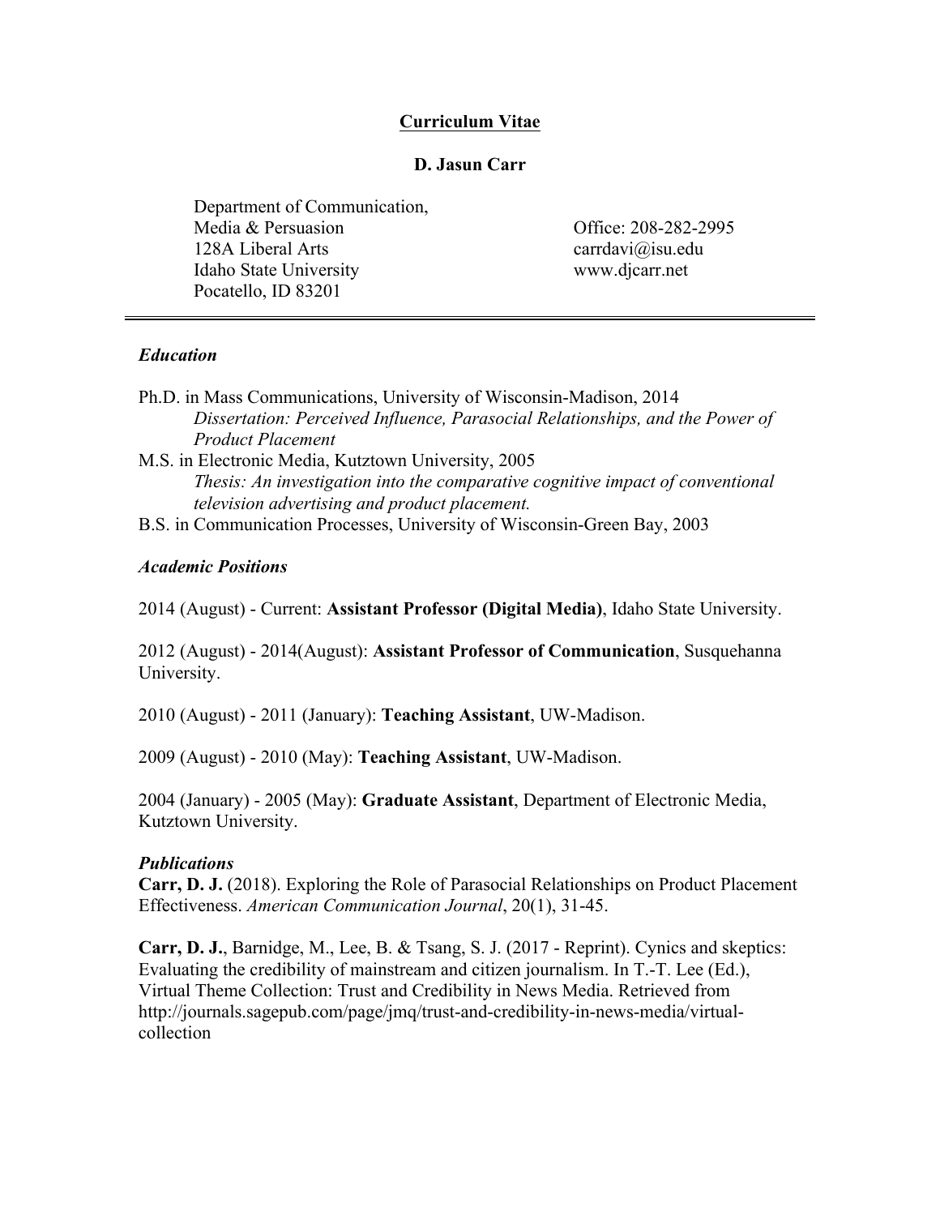# Curriculum Vitae

## D. Jasun Carr

Department of Communication,
Media & Persuasion
128A Liberal Arts
Idaho State University
Pocatello, ID 83201

Office: 208-282-2995
carrdavi@isu.edu
www.djcarr.net

---

### *Education*

Ph.D. in Mass Communications, University of Wisconsin-Madison, 2014
    *Dissertation: Perceived Influence, Parasocial Relationships, and the Power of Product Placement*

M.S. in Electronic Media, Kutztown University, 2005
    *Thesis: An investigation into the comparative cognitive impact of conventional television advertising and product placement.*

B.S. in Communication Processes, University of Wisconsin-Green Bay, 2003

### *Academic Positions*

2014 (August) - Current: **Assistant Professor (Digital Media)**, Idaho State University.

2012 (August) - 2014(August): **Assistant Professor of Communication**, Susquehanna University.

2010 (August) - 2011 (January): **Teaching Assistant**, UW-Madison.

2009 (August) - 2010 (May): **Teaching Assistant**, UW-Madison.

2004 (January) - 2005 (May): **Graduate Assistant**, Department of Electronic Media, Kutztown University.

### *Publications*

**Carr, D. J.** (2018). Exploring the Role of Parasocial Relationships on Product Placement Effectiveness. *American Communication Journal*, 20(1), 31-45.

**Carr, D. J.**, Barnidge, M., Lee, B. & Tsang, S. J. (2017 - Reprint). Cynics and skeptics: Evaluating the credibility of mainstream and citizen journalism. In T.-T. Lee (Ed.), Virtual Theme Collection: Trust and Credibility in News Media. Retrieved from http://journals.sagepub.com/page/jmq/trust-and-credibility-in-news-media/virtual-collection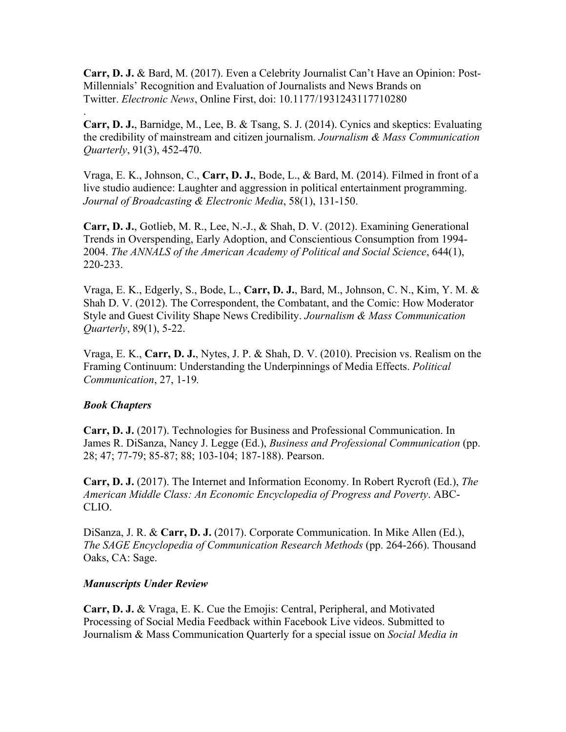**Carr, D. J.** & Bard, M. (2017). Even a Celebrity Journalist Can't Have an Opinion: Post-Millennials' Recognition and Evaluation of Journalists and News Brands on Twitter. *Electronic News*, Online First, doi: 10.1177/1931243117710280

.

**Carr, D. J.**, Barnidge, M., Lee, B. & Tsang, S. J. (2014). Cynics and skeptics: Evaluating the credibility of mainstream and citizen journalism. *Journalism & Mass Communication Quarterly*, 91(3), 452-470.

Vraga, E. K., Johnson, C., **Carr, D. J.**, Bode, L., & Bard, M. (2014). Filmed in front of a live studio audience: Laughter and aggression in political entertainment programming. *Journal of Broadcasting & Electronic Media*, 58(1), 131-150.

**Carr, D. J.**, Gotlieb, M. R., Lee, N.-J., & Shah, D. V. (2012). Examining Generational Trends in Overspending, Early Adoption, and Conscientious Consumption from 1994-2004. *The ANNALS of the American Academy of Political and Social Science*, 644(1), 220-233.

Vraga, E. K., Edgerly, S., Bode, L., **Carr, D. J.**, Bard, M., Johnson, C. N., Kim, Y. M. & Shah D. V. (2012). The Correspondent, the Combatant, and the Comic: How Moderator Style and Guest Civility Shape News Credibility. *Journalism & Mass Communication Quarterly*, 89(1), 5-22.

Vraga, E. K., **Carr, D. J.**, Nytes, J. P. & Shah, D. V. (2010). Precision vs. Realism on the Framing Continuum: Understanding the Underpinnings of Media Effects. *Political Communication*, 27, 1-19*.*

### *Book Chapters*

**Carr, D. J.** (2017). Technologies for Business and Professional Communication. In James R. DiSanza, Nancy J. Legge (Ed.), *Business and Professional Communication* (pp. 28; 47; 77-79; 85-87; 88; 103-104; 187-188). Pearson.

**Carr, D. J.** (2017). The Internet and Information Economy. In Robert Rycroft (Ed.), *The American Middle Class: An Economic Encyclopedia of Progress and Poverty*. ABC-CLIO.

DiSanza, J. R. & **Carr, D. J.** (2017). Corporate Communication. In Mike Allen (Ed.), *The SAGE Encyclopedia of Communication Research Methods* (pp. 264-266). Thousand Oaks, CA: Sage.

### *Manuscripts Under Review*

**Carr, D. J.** & Vraga, E. K. Cue the Emojis: Central, Peripheral, and Motivated Processing of Social Media Feedback within Facebook Live videos. Submitted to Journalism & Mass Communication Quarterly for a special issue on *Social Media in*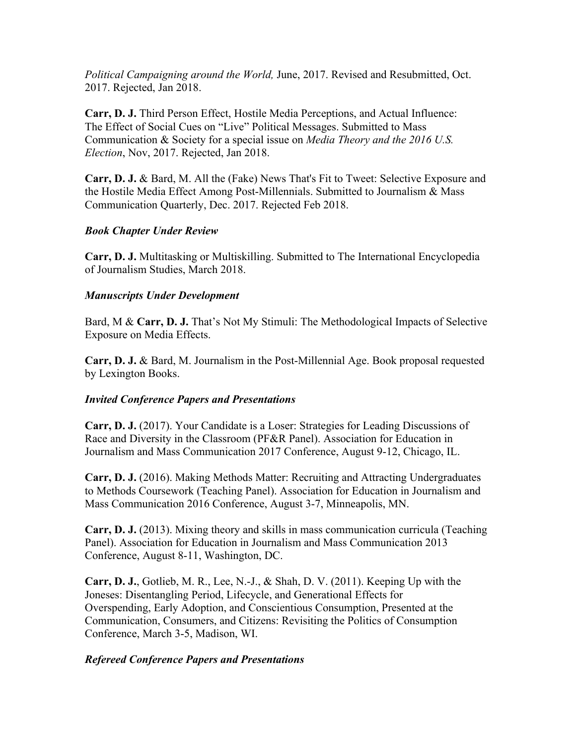*Political Campaigning around the World,* June, 2017. Revised and Resubmitted, Oct. 2017. Rejected, Jan 2018.

**Carr, D. J.** Third Person Effect, Hostile Media Perceptions, and Actual Influence: The Effect of Social Cues on "Live" Political Messages. Submitted to Mass Communication & Society for a special issue on *Media Theory and the 2016 U.S. Election*, Nov, 2017. Rejected, Jan 2018.

**Carr, D. J.** & Bard, M. All the (Fake) News That's Fit to Tweet: Selective Exposure and the Hostile Media Effect Among Post-Millennials. Submitted to Journalism & Mass Communication Quarterly, Dec. 2017. Rejected Feb 2018.

### *Book Chapter Under Review*

**Carr, D. J.** Multitasking or Multiskilling. Submitted to The International Encyclopedia of Journalism Studies, March 2018.

### *Manuscripts Under Development*

Bard, M & **Carr, D. J.** That's Not My Stimuli: The Methodological Impacts of Selective Exposure on Media Effects.

**Carr, D. J.** & Bard, M. Journalism in the Post-Millennial Age. Book proposal requested by Lexington Books.

### *Invited Conference Papers and Presentations*

**Carr, D. J.** (2017). Your Candidate is a Loser: Strategies for Leading Discussions of Race and Diversity in the Classroom (PF&R Panel). Association for Education in Journalism and Mass Communication 2017 Conference, August 9-12, Chicago, IL.

**Carr, D. J.** (2016). Making Methods Matter: Recruiting and Attracting Undergraduates to Methods Coursework (Teaching Panel). Association for Education in Journalism and Mass Communication 2016 Conference, August 3-7, Minneapolis, MN.

**Carr, D. J.** (2013). Mixing theory and skills in mass communication curricula (Teaching Panel). Association for Education in Journalism and Mass Communication 2013 Conference, August 8-11, Washington, DC.

**Carr, D. J.**, Gotlieb, M. R., Lee, N.-J., & Shah, D. V. (2011). Keeping Up with the Joneses: Disentangling Period, Lifecycle, and Generational Effects for Overspending, Early Adoption, and Conscientious Consumption, Presented at the Communication, Consumers, and Citizens: Revisiting the Politics of Consumption Conference, March 3-5, Madison, WI.

### *Refereed Conference Papers and Presentations*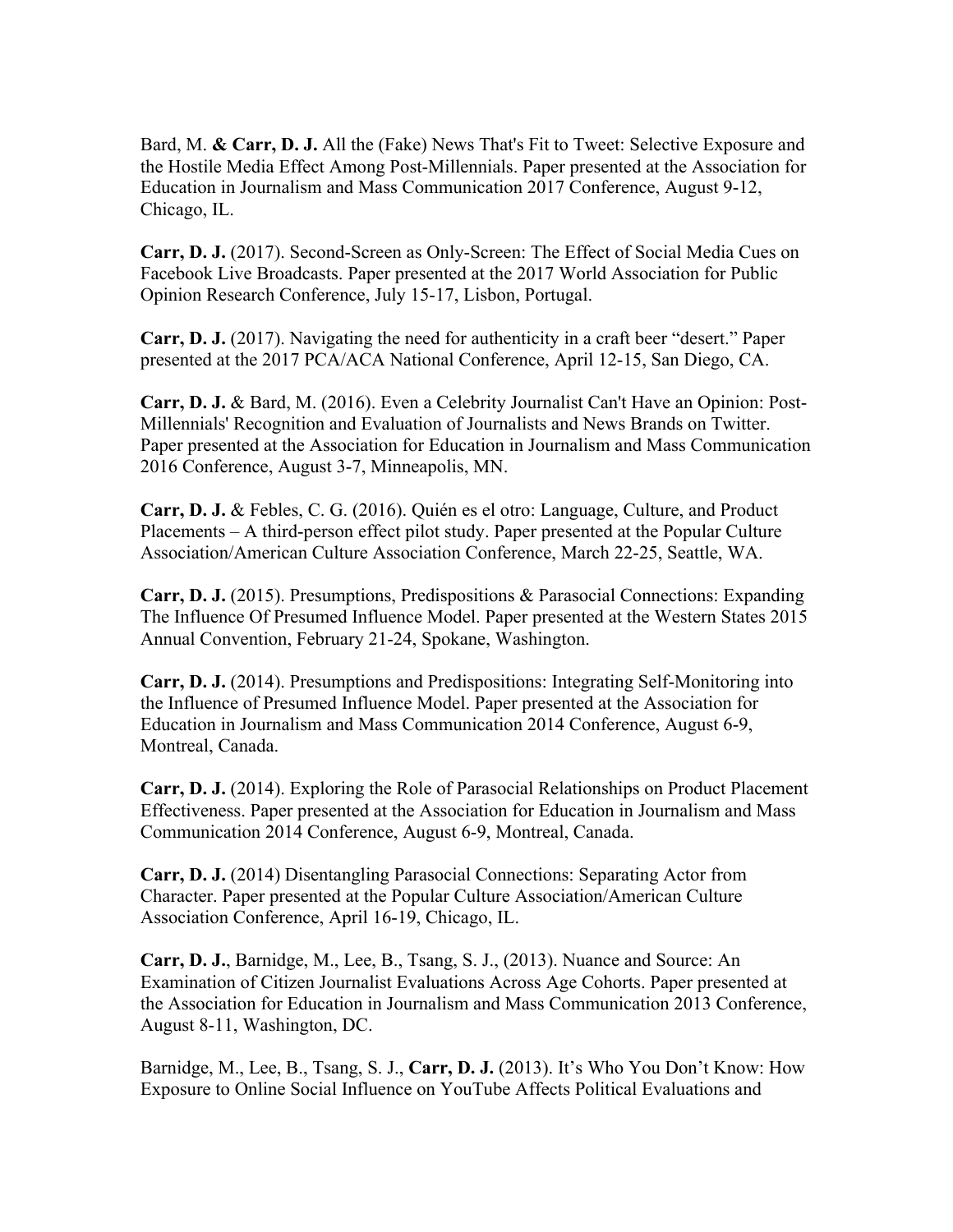Bard, M. **& Carr, D. J.** All the (Fake) News That's Fit to Tweet: Selective Exposure and the Hostile Media Effect Among Post-Millennials. Paper presented at the Association for Education in Journalism and Mass Communication 2017 Conference, August 9-12, Chicago, IL.

**Carr, D. J.** (2017). Second-Screen as Only-Screen: The Effect of Social Media Cues on Facebook Live Broadcasts. Paper presented at the 2017 World Association for Public Opinion Research Conference, July 15-17, Lisbon, Portugal.

**Carr, D. J.** (2017). Navigating the need for authenticity in a craft beer "desert." Paper presented at the 2017 PCA/ACA National Conference, April 12-15, San Diego, CA.

**Carr, D. J.** & Bard, M. (2016). Even a Celebrity Journalist Can't Have an Opinion: Post-Millennials' Recognition and Evaluation of Journalists and News Brands on Twitter. Paper presented at the Association for Education in Journalism and Mass Communication 2016 Conference, August 3-7, Minneapolis, MN.

**Carr, D. J.** & Febles, C. G. (2016). Quién es el otro: Language, Culture, and Product Placements – A third-person effect pilot study. Paper presented at the Popular Culture Association/American Culture Association Conference, March 22-25, Seattle, WA.

**Carr, D. J.** (2015). Presumptions, Predispositions & Parasocial Connections: Expanding The Influence Of Presumed Influence Model. Paper presented at the Western States 2015 Annual Convention, February 21-24, Spokane, Washington.

**Carr, D. J.** (2014). Presumptions and Predispositions: Integrating Self-Monitoring into the Influence of Presumed Influence Model. Paper presented at the Association for Education in Journalism and Mass Communication 2014 Conference, August 6-9, Montreal, Canada.

**Carr, D. J.** (2014). Exploring the Role of Parasocial Relationships on Product Placement Effectiveness. Paper presented at the Association for Education in Journalism and Mass Communication 2014 Conference, August 6-9, Montreal, Canada.

**Carr, D. J.** (2014) Disentangling Parasocial Connections: Separating Actor from Character. Paper presented at the Popular Culture Association/American Culture Association Conference, April 16-19, Chicago, IL.

**Carr, D. J.**, Barnidge, M., Lee, B., Tsang, S. J., (2013). Nuance and Source: An Examination of Citizen Journalist Evaluations Across Age Cohorts. Paper presented at the Association for Education in Journalism and Mass Communication 2013 Conference, August 8-11, Washington, DC.

Barnidge, M., Lee, B., Tsang, S. J., **Carr, D. J.** (2013). It's Who You Don't Know: How Exposure to Online Social Influence on YouTube Affects Political Evaluations and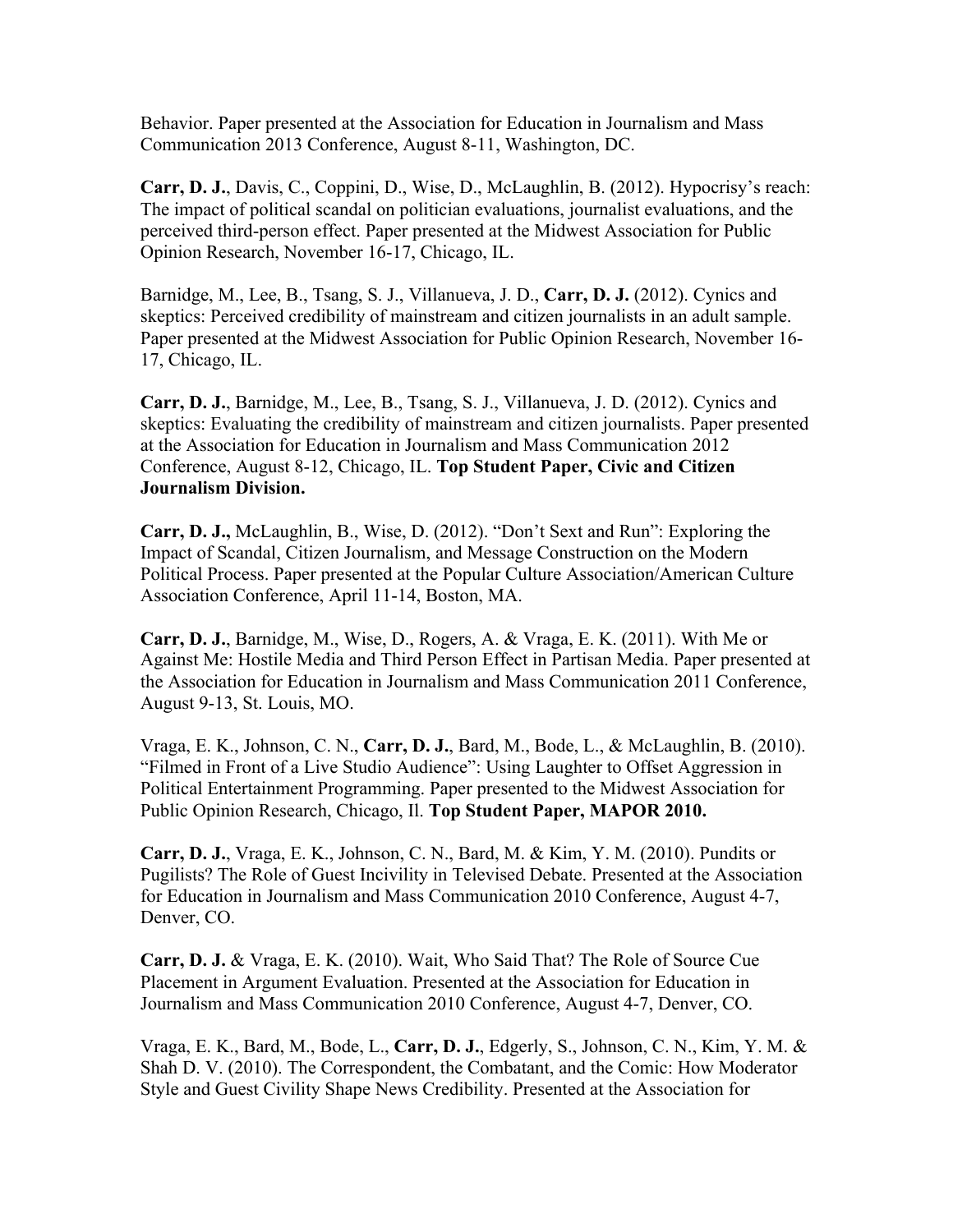Behavior. Paper presented at the Association for Education in Journalism and Mass Communication 2013 Conference, August 8-11, Washington, DC.

**Carr, D. J.**, Davis, C., Coppini, D., Wise, D., McLaughlin, B. (2012). Hypocrisy's reach: The impact of political scandal on politician evaluations, journalist evaluations, and the perceived third-person effect. Paper presented at the Midwest Association for Public Opinion Research, November 16-17, Chicago, IL.

Barnidge, M., Lee, B., Tsang, S. J., Villanueva, J. D., **Carr, D. J.** (2012). Cynics and skeptics: Perceived credibility of mainstream and citizen journalists in an adult sample. Paper presented at the Midwest Association for Public Opinion Research, November 16-17, Chicago, IL.

**Carr, D. J.**, Barnidge, M., Lee, B., Tsang, S. J., Villanueva, J. D. (2012). Cynics and skeptics: Evaluating the credibility of mainstream and citizen journalists. Paper presented at the Association for Education in Journalism and Mass Communication 2012 Conference, August 8-12, Chicago, IL. **Top Student Paper, Civic and Citizen Journalism Division.**

**Carr, D. J.,** McLaughlin, B., Wise, D. (2012). "Don't Sext and Run": Exploring the Impact of Scandal, Citizen Journalism, and Message Construction on the Modern Political Process. Paper presented at the Popular Culture Association/American Culture Association Conference, April 11-14, Boston, MA.

**Carr, D. J.**, Barnidge, M., Wise, D., Rogers, A. & Vraga, E. K. (2011). With Me or Against Me: Hostile Media and Third Person Effect in Partisan Media. Paper presented at the Association for Education in Journalism and Mass Communication 2011 Conference, August 9-13, St. Louis, MO.

Vraga, E. K., Johnson, C. N., **Carr, D. J.**, Bard, M., Bode, L., & McLaughlin, B. (2010). "Filmed in Front of a Live Studio Audience": Using Laughter to Offset Aggression in Political Entertainment Programming. Paper presented to the Midwest Association for Public Opinion Research, Chicago, Il. **Top Student Paper, MAPOR 2010.**

**Carr, D. J.**, Vraga, E. K., Johnson, C. N., Bard, M. & Kim, Y. M. (2010). Pundits or Pugilists? The Role of Guest Incivility in Televised Debate. Presented at the Association for Education in Journalism and Mass Communication 2010 Conference, August 4-7, Denver, CO.

**Carr, D. J.** & Vraga, E. K. (2010). Wait, Who Said That? The Role of Source Cue Placement in Argument Evaluation. Presented at the Association for Education in Journalism and Mass Communication 2010 Conference, August 4-7, Denver, CO.

Vraga, E. K., Bard, M., Bode, L., **Carr, D. J.**, Edgerly, S., Johnson, C. N., Kim, Y. M. & Shah D. V. (2010). The Correspondent, the Combatant, and the Comic: How Moderator Style and Guest Civility Shape News Credibility. Presented at the Association for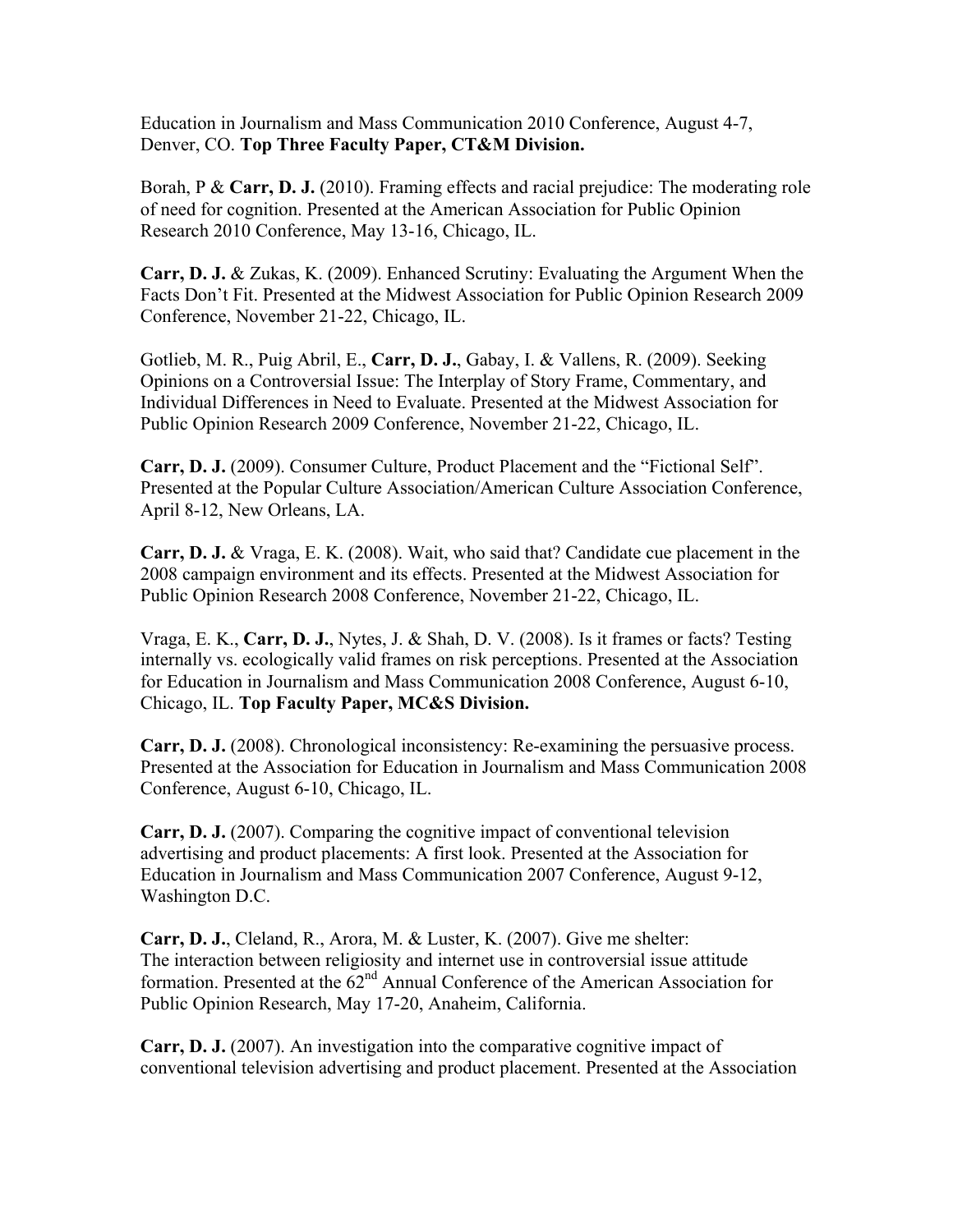Education in Journalism and Mass Communication 2010 Conference, August 4-7, Denver, CO. **Top Three Faculty Paper, CT&M Division.**

Borah, P & **Carr, D. J.** (2010). Framing effects and racial prejudice: The moderating role of need for cognition. Presented at the American Association for Public Opinion Research 2010 Conference, May 13-16, Chicago, IL.

**Carr, D. J.** & Zukas, K. (2009). Enhanced Scrutiny: Evaluating the Argument When the Facts Don't Fit. Presented at the Midwest Association for Public Opinion Research 2009 Conference, November 21-22, Chicago, IL.

Gotlieb, M. R., Puig Abril, E., **Carr, D. J.**, Gabay, I. & Vallens, R. (2009). Seeking Opinions on a Controversial Issue: The Interplay of Story Frame, Commentary, and Individual Differences in Need to Evaluate. Presented at the Midwest Association for Public Opinion Research 2009 Conference, November 21-22, Chicago, IL.

**Carr, D. J.** (2009). Consumer Culture, Product Placement and the "Fictional Self". Presented at the Popular Culture Association/American Culture Association Conference, April 8-12, New Orleans, LA.

**Carr, D. J.** & Vraga, E. K. (2008). Wait, who said that? Candidate cue placement in the 2008 campaign environment and its effects. Presented at the Midwest Association for Public Opinion Research 2008 Conference, November 21-22, Chicago, IL.

Vraga, E. K., **Carr, D. J.**, Nytes, J. & Shah, D. V. (2008). Is it frames or facts? Testing internally vs. ecologically valid frames on risk perceptions. Presented at the Association for Education in Journalism and Mass Communication 2008 Conference, August 6-10, Chicago, IL. **Top Faculty Paper, MC&S Division.**

**Carr, D. J.** (2008). Chronological inconsistency: Re-examining the persuasive process. Presented at the Association for Education in Journalism and Mass Communication 2008 Conference, August 6-10, Chicago, IL.

**Carr, D. J.** (2007). Comparing the cognitive impact of conventional television advertising and product placements: A first look. Presented at the Association for Education in Journalism and Mass Communication 2007 Conference, August 9-12, Washington D.C.

**Carr, D. J.**, Cleland, R., Arora, M. & Luster, K. (2007). Give me shelter: The interaction between religiosity and internet use in controversial issue attitude formation. Presented at the 62nd Annual Conference of the American Association for Public Opinion Research, May 17-20, Anaheim, California.

**Carr, D. J.** (2007). An investigation into the comparative cognitive impact of conventional television advertising and product placement. Presented at the Association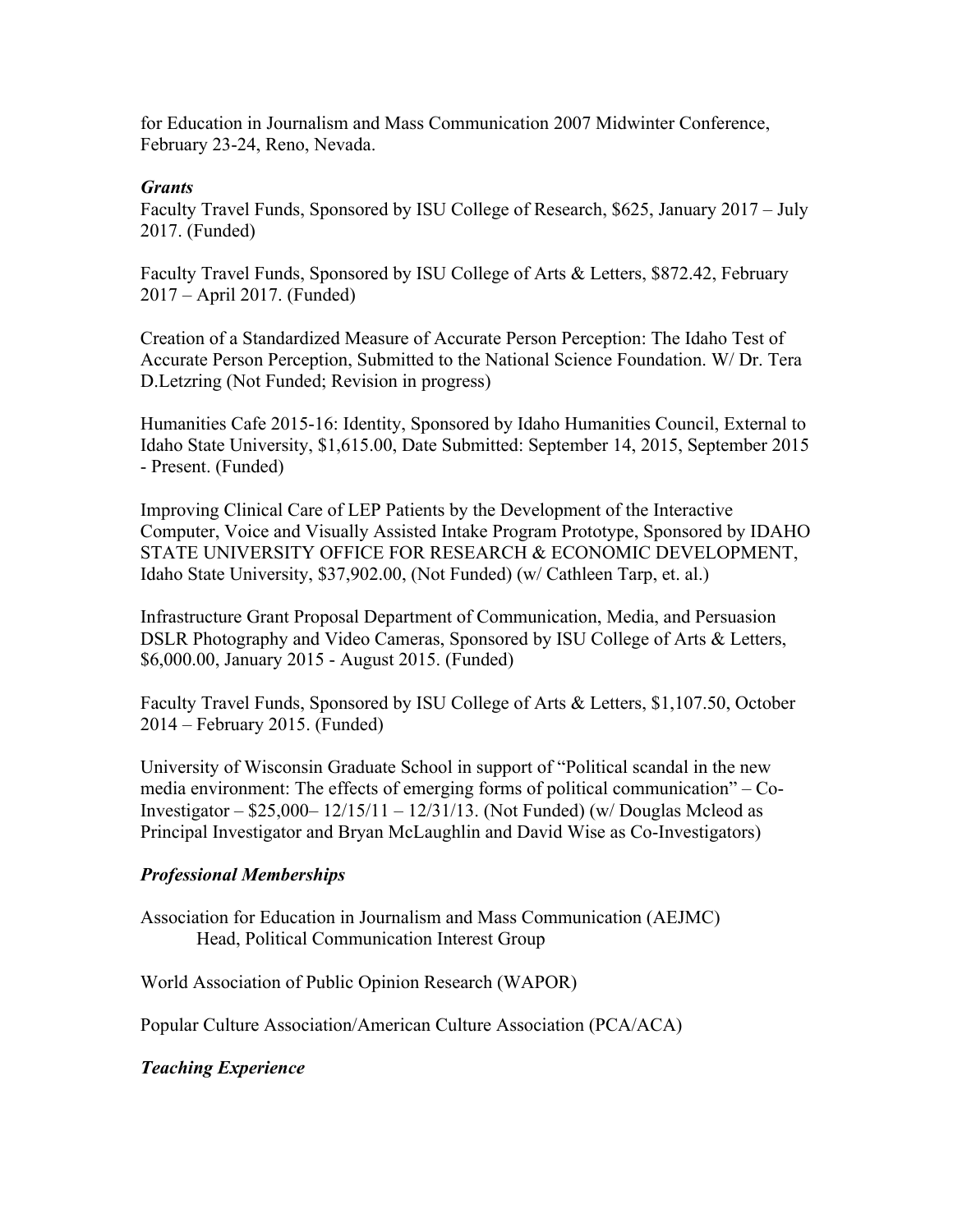for Education in Journalism and Mass Communication 2007 Midwinter Conference, February 23-24, Reno, Nevada.

### *Grants*

Faculty Travel Funds, Sponsored by ISU College of Research, $625, January 2017 – July 2017. (Funded)

Faculty Travel Funds, Sponsored by ISU College of Arts & Letters, $872.42, February 2017 – April 2017. (Funded)

Creation of a Standardized Measure of Accurate Person Perception: The Idaho Test of Accurate Person Perception, Submitted to the National Science Foundation. W/ Dr. Tera D.Letzring (Not Funded; Revision in progress)

Humanities Cafe 2015-16: Identity, Sponsored by Idaho Humanities Council, External to Idaho State University, $1,615.00, Date Submitted: September 14, 2015, September 2015 - Present. (Funded)

Improving Clinical Care of LEP Patients by the Development of the Interactive Computer, Voice and Visually Assisted Intake Program Prototype, Sponsored by IDAHO STATE UNIVERSITY OFFICE FOR RESEARCH & ECONOMIC DEVELOPMENT, Idaho State University, $37,902.00, (Not Funded) (w/ Cathleen Tarp, et. al.)

Infrastructure Grant Proposal Department of Communication, Media, and Persuasion DSLR Photography and Video Cameras, Sponsored by ISU College of Arts & Letters, $6,000.00, January 2015 - August 2015. (Funded)

Faculty Travel Funds, Sponsored by ISU College of Arts & Letters, $1,107.50, October 2014 – February 2015. (Funded)

University of Wisconsin Graduate School in support of "Political scandal in the new media environment: The effects of emerging forms of political communication" – Co-Investigator – $25,000– 12/15/11 – 12/31/13. (Not Funded) (w/ Douglas Mcleod as Principal Investigator and Bryan McLaughlin and David Wise as Co-Investigators)

### *Professional Memberships*

Association for Education in Journalism and Mass Communication (AEJMC)
    Head, Political Communication Interest Group

World Association of Public Opinion Research (WAPOR)

Popular Culture Association/American Culture Association (PCA/ACA)

### *Teaching Experience*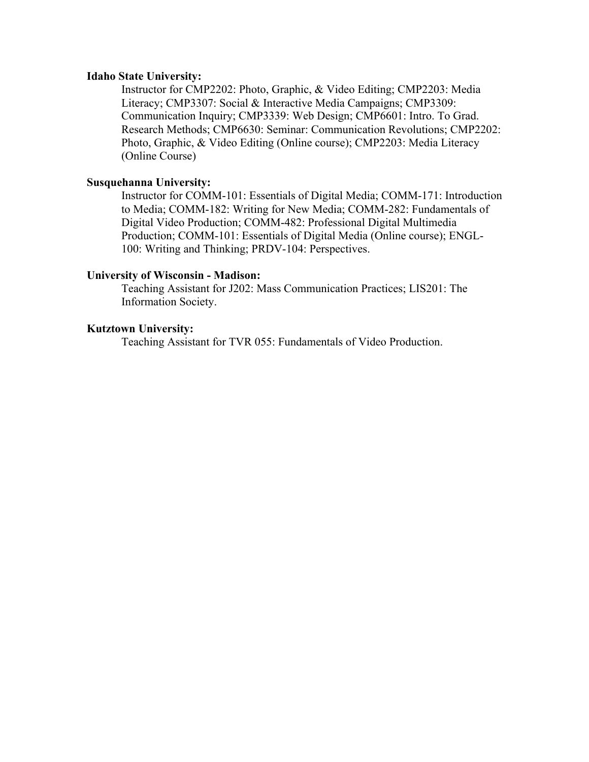**Idaho State University:**

Instructor for CMP2202: Photo, Graphic, & Video Editing; CMP2203: Media Literacy; CMP3307: Social & Interactive Media Campaigns; CMP3309: Communication Inquiry; CMP3339: Web Design; CMP6601: Intro. To Grad. Research Methods; CMP6630: Seminar: Communication Revolutions; CMP2202: Photo, Graphic, & Video Editing (Online course); CMP2203: Media Literacy (Online Course)

**Susquehanna University:**

Instructor for COMM-101: Essentials of Digital Media; COMM-171: Introduction to Media; COMM-182: Writing for New Media; COMM-282: Fundamentals of Digital Video Production; COMM-482: Professional Digital Multimedia Production; COMM-101: Essentials of Digital Media (Online course); ENGL-100: Writing and Thinking; PRDV-104: Perspectives.

**University of Wisconsin - Madison:**

Teaching Assistant for J202: Mass Communication Practices; LIS201: The Information Society.

**Kutztown University:**

Teaching Assistant for TVR 055: Fundamentals of Video Production.